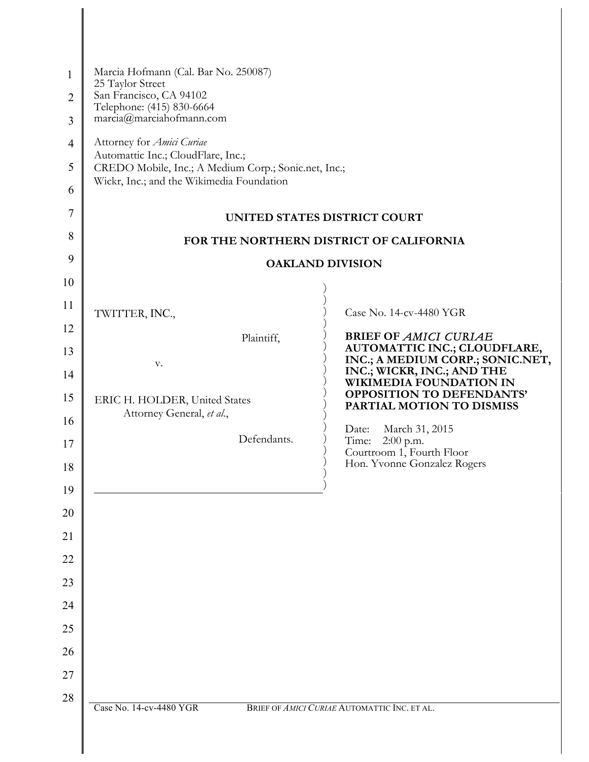Marcia Hofmann (Cal. Bar No. 250087)
25 Taylor Street
San Francisco, CA 94102
Telephone: (415) 830-6664
marcia@marciahofmann.com

Attorney for *Amici Curiae*
Automattic Inc.; CloudFlare, Inc.;
CREDO Mobile, Inc.; A Medium Corp.; Sonic.net, Inc.;
Wickr, Inc.; and the Wikimedia Foundation

**UNITED STATES DISTRICT COURT**

**FOR THE NORTHERN DISTRICT OF CALIFORNIA**

**OAKLAND DIVISION**

TWITTER, INC.,

Plaintiff,

v.

ERIC H. HOLDER, United States Attorney General, *et al.*,

Defendants.

Case No. 14-cv-4480 YGR

**BRIEF OF *AMICI CURIAE* AUTOMATTIC INC.; CLOUDFLARE, INC.; A MEDIUM CORP.; SONIC.NET, INC.; WICKR, INC.; AND THE WIKIMEDIA FOUNDATION IN OPPOSITION TO DEFENDANTS' PARTIAL MOTION TO DISMISS**

Date: March 31, 2015
Time: 2:00 p.m.
Courtroom 1, Fourth Floor
Hon. Yvonne Gonzalez Rogers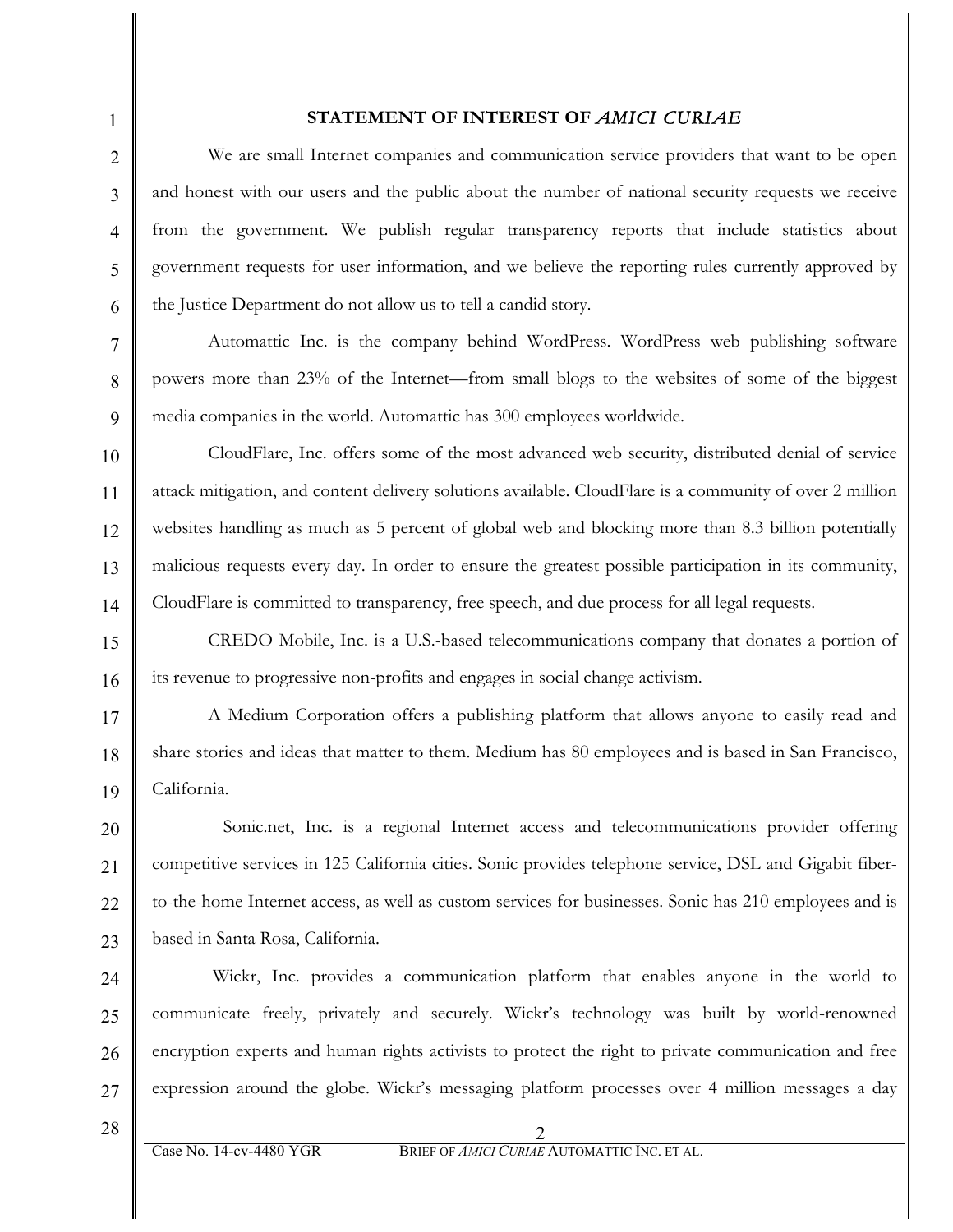## STATEMENT OF INTEREST OF *AMICI CURIAE*

We are small Internet companies and communication service providers that want to be open and honest with our users and the public about the number of national security requests we receive from the government. We publish regular transparency reports that include statistics about government requests for user information, and we believe the reporting rules currently approved by the Justice Department do not allow us to tell a candid story.

Automattic Inc. is the company behind WordPress. WordPress web publishing software powers more than 23% of the Internet—from small blogs to the websites of some of the biggest media companies in the world. Automattic has 300 employees worldwide.

CloudFlare, Inc. offers some of the most advanced web security, distributed denial of service attack mitigation, and content delivery solutions available. CloudFlare is a community of over 2 million websites handling as much as 5 percent of global web and blocking more than 8.3 billion potentially malicious requests every day. In order to ensure the greatest possible participation in its community, CloudFlare is committed to transparency, free speech, and due process for all legal requests.

CREDO Mobile, Inc. is a U.S.-based telecommunications company that donates a portion of its revenue to progressive non-profits and engages in social change activism.

A Medium Corporation offers a publishing platform that allows anyone to easily read and share stories and ideas that matter to them. Medium has 80 employees and is based in San Francisco, California.

Sonic.net, Inc. is a regional Internet access and telecommunications provider offering competitive services in 125 California cities. Sonic provides telephone service, DSL and Gigabit fiber-to-the-home Internet access, as well as custom services for businesses. Sonic has 210 employees and is based in Santa Rosa, California.

Wickr, Inc. provides a communication platform that enables anyone in the world to communicate freely, privately and securely. Wickr's technology was built by world-renowned encryption experts and human rights activists to protect the right to private communication and free expression around the globe. Wickr's messaging platform processes over 4 million messages a day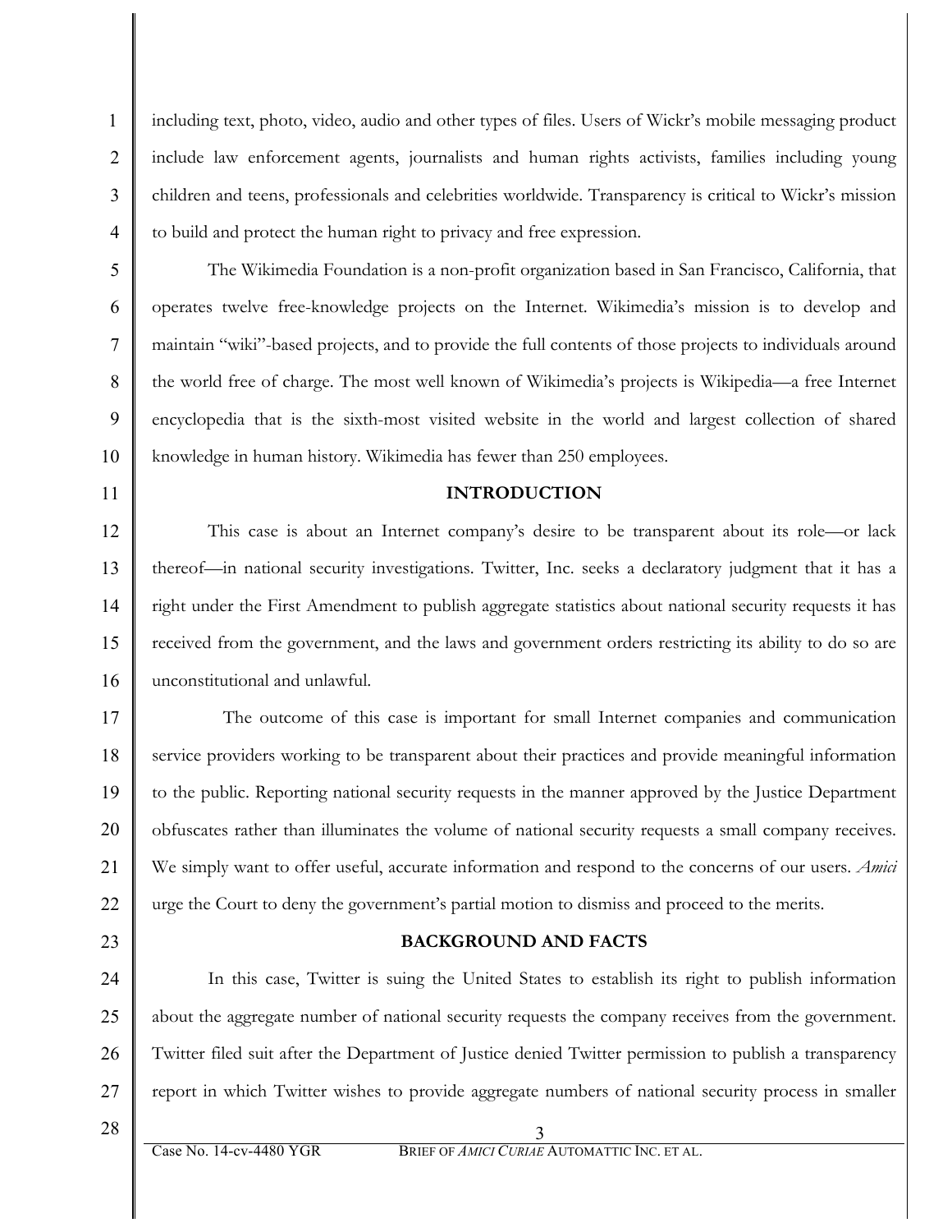including text, photo, video, audio and other types of files. Users of Wickr's mobile messaging product include law enforcement agents, journalists and human rights activists, families including young children and teens, professionals and celebrities worldwide. Transparency is critical to Wickr's mission to build and protect the human right to privacy and free expression.

The Wikimedia Foundation is a non-profit organization based in San Francisco, California, that operates twelve free-knowledge projects on the Internet. Wikimedia's mission is to develop and maintain "wiki"-based projects, and to provide the full contents of those projects to individuals around the world free of charge. The most well known of Wikimedia's projects is Wikipedia—a free Internet encyclopedia that is the sixth-most visited website in the world and largest collection of shared knowledge in human history. Wikimedia has fewer than 250 employees.

## INTRODUCTION

This case is about an Internet company's desire to be transparent about its role—or lack thereof—in national security investigations. Twitter, Inc. seeks a declaratory judgment that it has a right under the First Amendment to publish aggregate statistics about national security requests it has received from the government, and the laws and government orders restricting its ability to do so are unconstitutional and unlawful.

The outcome of this case is important for small Internet companies and communication service providers working to be transparent about their practices and provide meaningful information to the public. Reporting national security requests in the manner approved by the Justice Department obfuscates rather than illuminates the volume of national security requests a small company receives. We simply want to offer useful, accurate information and respond to the concerns of our users. *Amici* urge the Court to deny the government's partial motion to dismiss and proceed to the merits.

## BACKGROUND AND FACTS

In this case, Twitter is suing the United States to establish its right to publish information about the aggregate number of national security requests the company receives from the government. Twitter filed suit after the Department of Justice denied Twitter permission to publish a transparency report in which Twitter wishes to provide aggregate numbers of national security process in smaller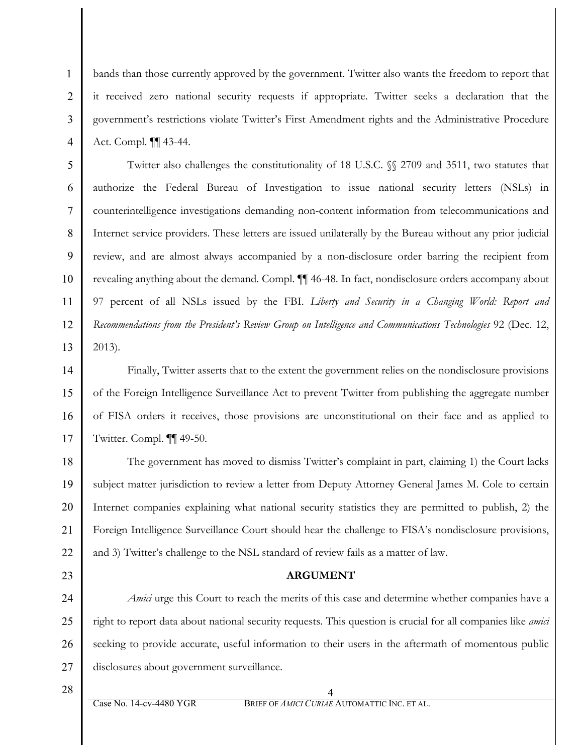bands than those currently approved by the government. Twitter also wants the freedom to report that it received zero national security requests if appropriate. Twitter seeks a declaration that the government's restrictions violate Twitter's First Amendment rights and the Administrative Procedure Act. Compl. ¶¶ 43-44.

Twitter also challenges the constitutionality of 18 U.S.C. §§ 2709 and 3511, two statutes that authorize the Federal Bureau of Investigation to issue national security letters (NSLs) in counterintelligence investigations demanding non-content information from telecommunications and Internet service providers. These letters are issued unilaterally by the Bureau without any prior judicial review, and are almost always accompanied by a non-disclosure order barring the recipient from revealing anything about the demand. Compl. ¶¶ 46-48. In fact, nondisclosure orders accompany about 97 percent of all NSLs issued by the FBI. *Liberty and Security in a Changing World: Report and Recommendations from the President's Review Group on Intelligence and Communications Technologies* 92 (Dec. 12, 2013).

Finally, Twitter asserts that to the extent the government relies on the nondisclosure provisions of the Foreign Intelligence Surveillance Act to prevent Twitter from publishing the aggregate number of FISA orders it receives, those provisions are unconstitutional on their face and as applied to Twitter. Compl. ¶¶ 49-50.

The government has moved to dismiss Twitter's complaint in part, claiming 1) the Court lacks subject matter jurisdiction to review a letter from Deputy Attorney General James M. Cole to certain Internet companies explaining what national security statistics they are permitted to publish, 2) the Foreign Intelligence Surveillance Court should hear the challenge to FISA's nondisclosure provisions, and 3) Twitter's challenge to the NSL standard of review fails as a matter of law.

## ARGUMENT

*Amici* urge this Court to reach the merits of this case and determine whether companies have a right to report data about national security requests. This question is crucial for all companies like *amici* seeking to provide accurate, useful information to their users in the aftermath of momentous public disclosures about government surveillance.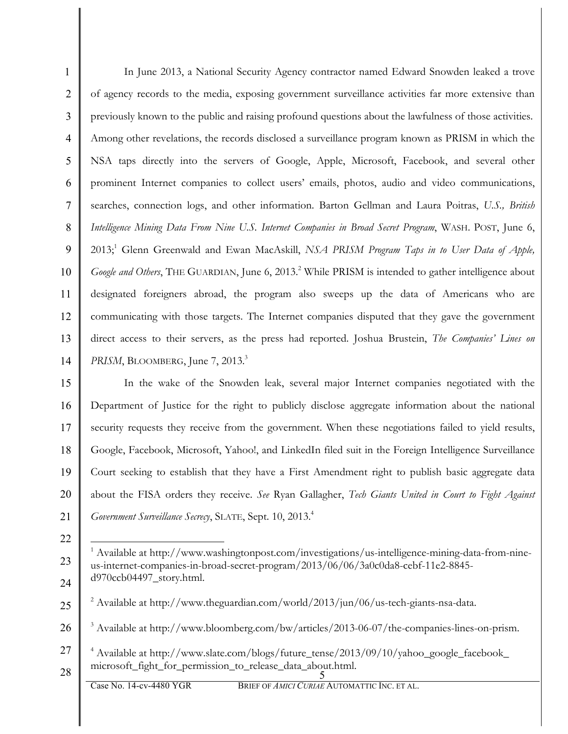In June 2013, a National Security Agency contractor named Edward Snowden leaked a trove of agency records to the media, exposing government surveillance activities far more extensive than previously known to the public and raising profound questions about the lawfulness of those activities. Among other revelations, the records disclosed a surveillance program known as PRISM in which the NSA taps directly into the servers of Google, Apple, Microsoft, Facebook, and several other prominent Internet companies to collect users' emails, photos, audio and video communications, searches, connection logs, and other information. Barton Gellman and Laura Poitras, *U.S., British Intelligence Mining Data From Nine U.S. Internet Companies in Broad Secret Program*, WASH. POST, June 6, 2013;[1] Glenn Greenwald and Ewan MacAskill, *NSA PRISM Program Taps in to User Data of Apple, Google and Others*, THE GUARDIAN, June 6, 2013.[2] While PRISM is intended to gather intelligence about designated foreigners abroad, the program also sweeps up the data of Americans who are communicating with those targets. The Internet companies disputed that they gave the government direct access to their servers, as the press had reported. Joshua Brustein, *The Companies' Lines on PRISM*, BLOOMBERG, June 7, 2013.[3]

In the wake of the Snowden leak, several major Internet companies negotiated with the Department of Justice for the right to publicly disclose aggregate information about the national security requests they receive from the government. When these negotiations failed to yield results, Google, Facebook, Microsoft, Yahoo!, and LinkedIn filed suit in the Foreign Intelligence Surveillance Court seeking to establish that they have a First Amendment right to publish basic aggregate data about the FISA orders they receive. *See* Ryan Gallagher, *Tech Giants United in Court to Fight Against Government Surveillance Secrecy*, SLATE, Sept. 10, 2013.[4]

---

[1] Available at http://www.washingtonpost.com/investigations/us-intelligence-mining-data-from-nine-us-internet-companies-in-broad-secret-program/2013/06/06/3a0c0da8-cebf-11e2-8845-d970ccb04497_story.html.

[2] Available at http://www.theguardian.com/world/2013/jun/06/us-tech-giants-nsa-data.

[3] Available at http://www.bloomberg.com/bw/articles/2013-06-07/the-companies-lines-on-prism.

[4] Available at http://www.slate.com/blogs/future_tense/2013/09/10/yahoo_google_facebook_microsoft_fight_for_permission_to_release_data_about.html.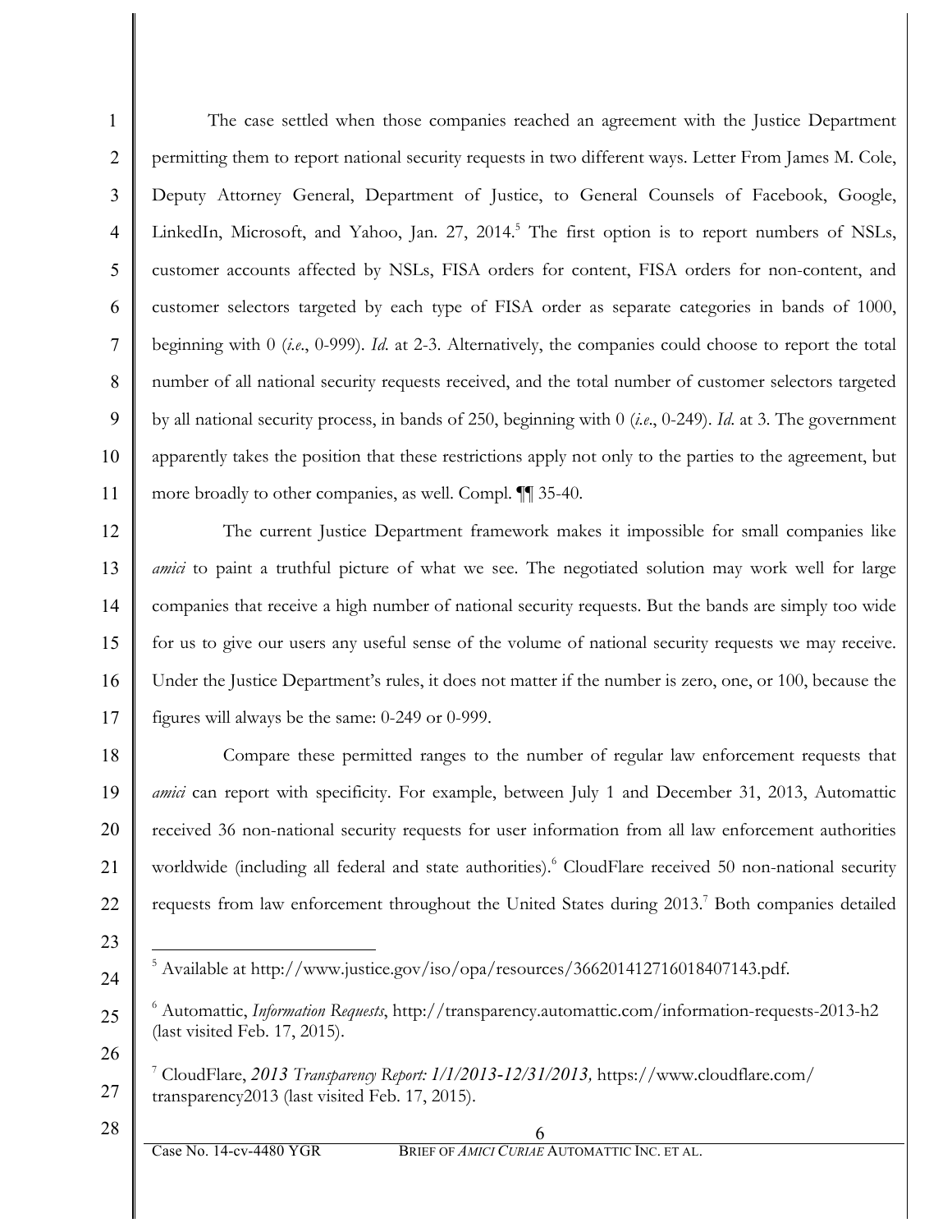The case settled when those companies reached an agreement with the Justice Department permitting them to report national security requests in two different ways. Letter From James M. Cole, Deputy Attorney General, Department of Justice, to General Counsels of Facebook, Google, LinkedIn, Microsoft, and Yahoo, Jan. 27, 2014.[5] The first option is to report numbers of NSLs, customer accounts affected by NSLs, FISA orders for content, FISA orders for non-content, and customer selectors targeted by each type of FISA order as separate categories in bands of 1000, beginning with 0 (*i.e.*, 0-999). *Id.* at 2-3. Alternatively, the companies could choose to report the total number of all national security requests received, and the total number of customer selectors targeted by all national security process, in bands of 250, beginning with 0 (*i.e.*, 0-249). *Id.* at 3. The government apparently takes the position that these restrictions apply not only to the parties to the agreement, but more broadly to other companies, as well. Compl. ¶¶ 35-40.

The current Justice Department framework makes it impossible for small companies like *amici* to paint a truthful picture of what we see. The negotiated solution may work well for large companies that receive a high number of national security requests. But the bands are simply too wide for us to give our users any useful sense of the volume of national security requests we may receive. Under the Justice Department's rules, it does not matter if the number is zero, one, or 100, because the figures will always be the same: 0-249 or 0-999.

Compare these permitted ranges to the number of regular law enforcement requests that *amici* can report with specificity. For example, between July 1 and December 31, 2013, Automattic received 36 non-national security requests for user information from all law enforcement authorities worldwide (including all federal and state authorities).[6] CloudFlare received 50 non-national security requests from law enforcement throughout the United States during 2013.[7] Both companies detailed

---

[5] Available at http://www.justice.gov/iso/opa/resources/366201412716018407143.pdf.

[6] Automattic, *Information Requests*, http://transparency.automattic.com/information-requests-2013-h2 (last visited Feb. 17, 2015).

[7] CloudFlare, *2013 Transparency Report: 1/1/2013-12/31/2013,* https://www.cloudflare.com/transparency2013 (last visited Feb. 17, 2015).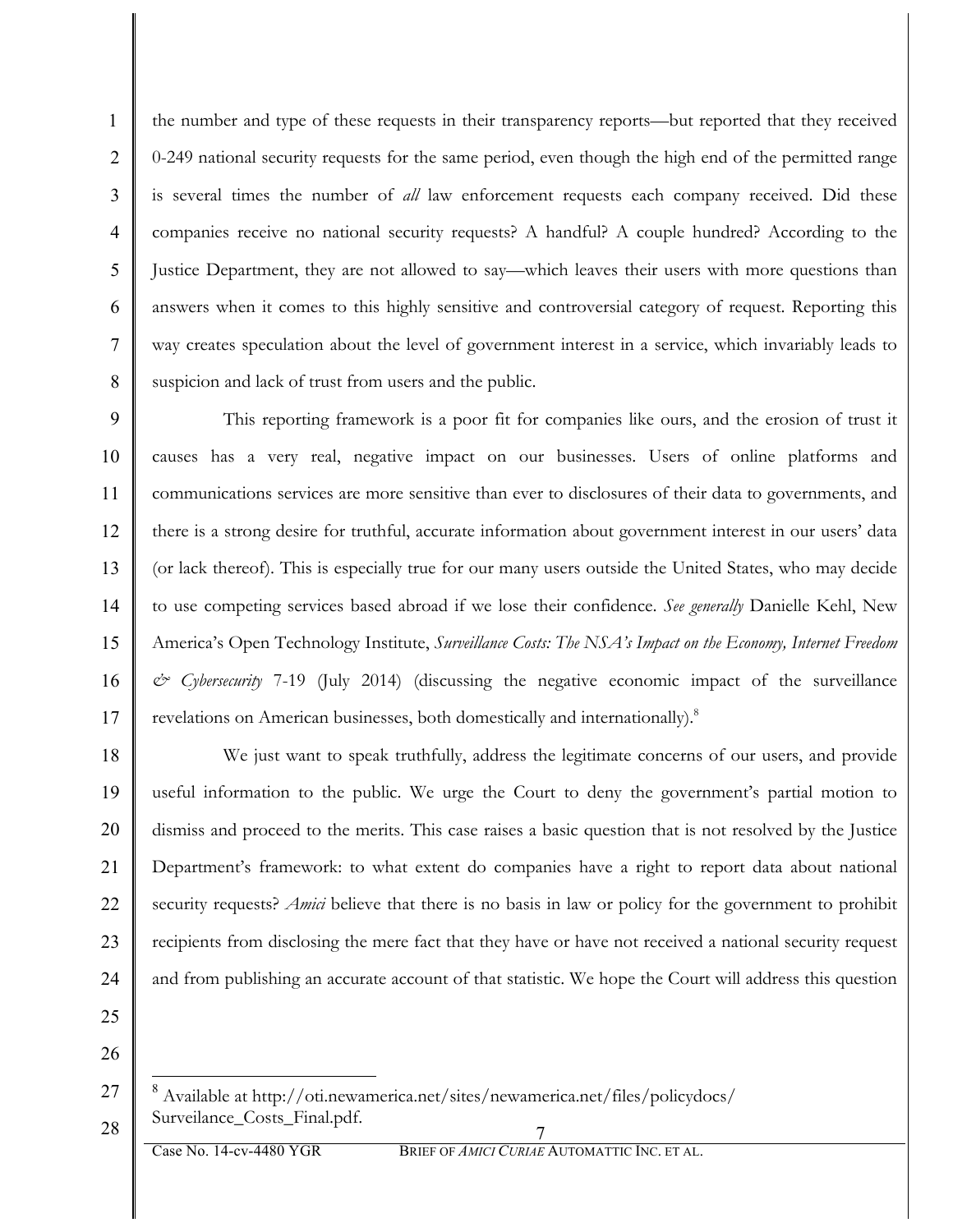the number and type of these requests in their transparency reports—but reported that they received 0-249 national security requests for the same period, even though the high end of the permitted range is several times the number of *all* law enforcement requests each company received. Did these companies receive no national security requests? A handful? A couple hundred? According to the Justice Department, they are not allowed to say—which leaves their users with more questions than answers when it comes to this highly sensitive and controversial category of request. Reporting this way creates speculation about the level of government interest in a service, which invariably leads to suspicion and lack of trust from users and the public.

This reporting framework is a poor fit for companies like ours, and the erosion of trust it causes has a very real, negative impact on our businesses. Users of online platforms and communications services are more sensitive than ever to disclosures of their data to governments, and there is a strong desire for truthful, accurate information about government interest in our users' data (or lack thereof). This is especially true for our many users outside the United States, who may decide to use competing services based abroad if we lose their confidence. *See generally* Danielle Kehl, New America's Open Technology Institute, *Surveillance Costs: The NSA's Impact on the Economy, Internet Freedom & Cybersecurity* 7-19 (July 2014) (discussing the negative economic impact of the surveillance revelations on American businesses, both domestically and internationally).[8]

We just want to speak truthfully, address the legitimate concerns of our users, and provide useful information to the public. We urge the Court to deny the government's partial motion to dismiss and proceed to the merits. This case raises a basic question that is not resolved by the Justice Department's framework: to what extent do companies have a right to report data about national security requests? *Amici* believe that there is no basis in law or policy for the government to prohibit recipients from disclosing the mere fact that they have or have not received a national security request and from publishing an accurate account of that statistic. We hope the Court will address this question

---

[8] Available at http://oti.newamerica.net/sites/newamerica.net/files/policydocs/Surveilance_Costs_Final.pdf.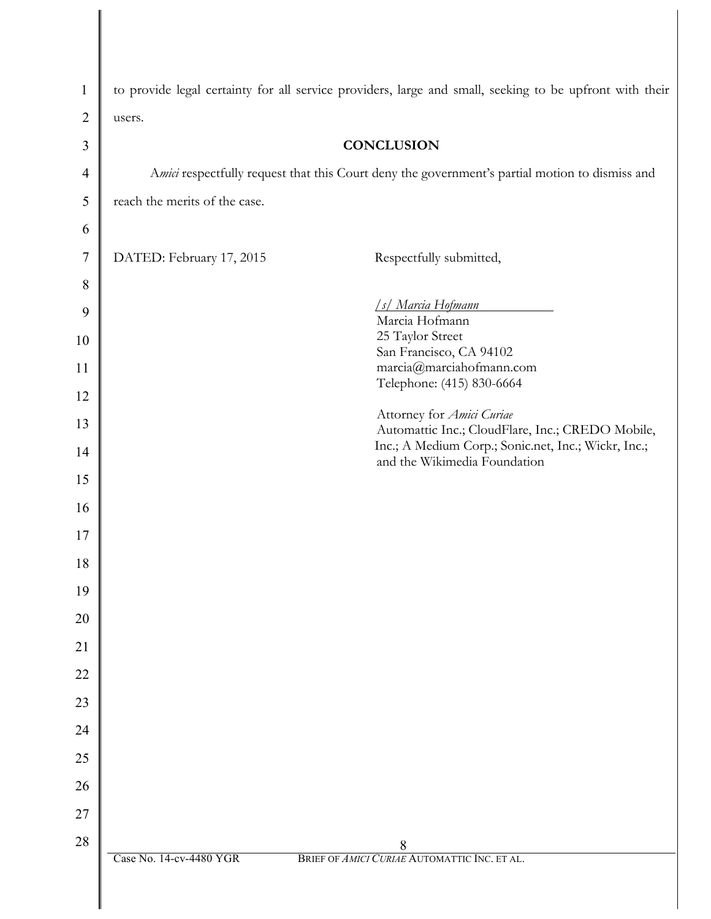to provide legal certainty for all service providers, large and small, seeking to be upfront with their users.

## CONCLUSION

A*mici* respectfully request that this Court deny the government's partial motion to dismiss and reach the merits of the case.

DATED: February 17, 2015

Respectfully submitted,

*/s/ Marcia Hofmann*
Marcia Hofmann
25 Taylor Street
San Francisco, CA 94102
marcia@marciahofmann.com
Telephone: (415) 830-6664

Attorney for *Amici Curiae*
Automattic Inc.; CloudFlare, Inc.; CREDO Mobile, Inc.; A Medium Corp.; Sonic.net, Inc.; Wickr, Inc.; and the Wikimedia Foundation